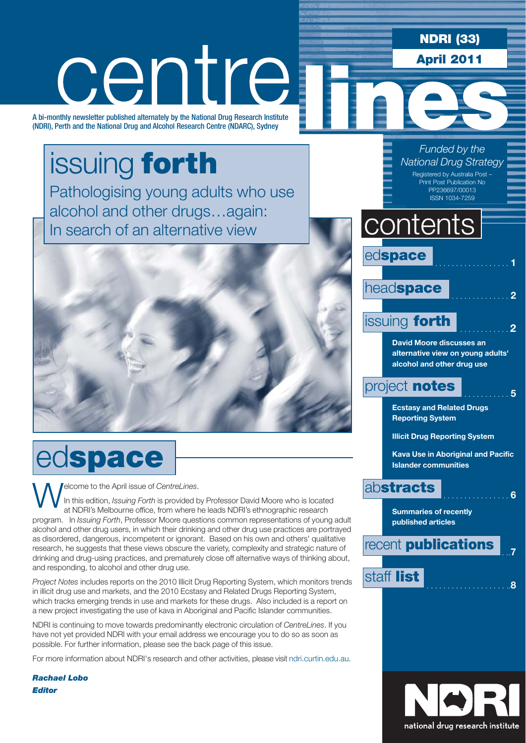# centrelines

**NDRI (33)**

**April 2011**

A bi-monthly newsletter published alternately by the National Drug Research Institute (NDRI), Perth and the National Drug and Alcohol Research Centre (NDARC), Sydney

*Funded by the National Drug Strategy*

Registered by Australia Post – Print Post Publication No PP236697/00013

ISSN 1034-7259

## issuing **forth**

Pathologising young adults who use alcohol and other drugs…again: In search of an alternative view

## contents

- ed**space** .................. 1
- head**space** .................. 2
- issuing **forth** .................. 2
  - **David Moore discusses an alternative view on young adults' alcohol and other drug use**
- project **notes** .................. 5
  - **Ecstasy and Related Drugs Reporting System**
  - **Illicit Drug Reporting System**
  - **Kava Use in Aboriginal and Pacific Islander communities**
- ab**stracts** .................. 6
  - **Summaries of recently published articles**
- recent **publications** .................. 7
- staff **list** .................. 8

## ed**space**

Welcome to the April issue of *CentreLines*.

In this edition, *Issuing Forth* is provided by Professor David Moore who is located at NDRI's Melbourne office, from where he leads NDRI's ethnographic research program. In *Issuing Forth*, Professor Moore questions common representations of young adult alcohol and other drug users, in which their drinking and other drug use practices are portrayed as disordered, dangerous, incompetent or ignorant. Based on his own and others' qualitative research, he suggests that these views obscure the variety, complexity and strategic nature of drinking and drug-using practices, and prematurely close off alternative ways of thinking about, and responding, to alcohol and other drug use.

*Project Notes* includes reports on the 2010 Illicit Drug Reporting System, which monitors trends in illicit drug use and markets, and the 2010 Ecstasy and Related Drugs Reporting System, which tracks emerging trends in use and markets for these drugs. Also included is a report on a new project investigating the use of kava in Aboriginal and Pacific Islander communities.

NDRI is continuing to move towards predominantly electronic circulation of *CentreLines*. If you have not yet provided NDRI with your email address we encourage you to do so as soon as possible. For further information, please see the back page of this issue.

For more information about NDRI's research and other activities, please visit ndri.curtin.edu.au.

***Rachael Lobo***
***Editor***

NDRI national drug research institute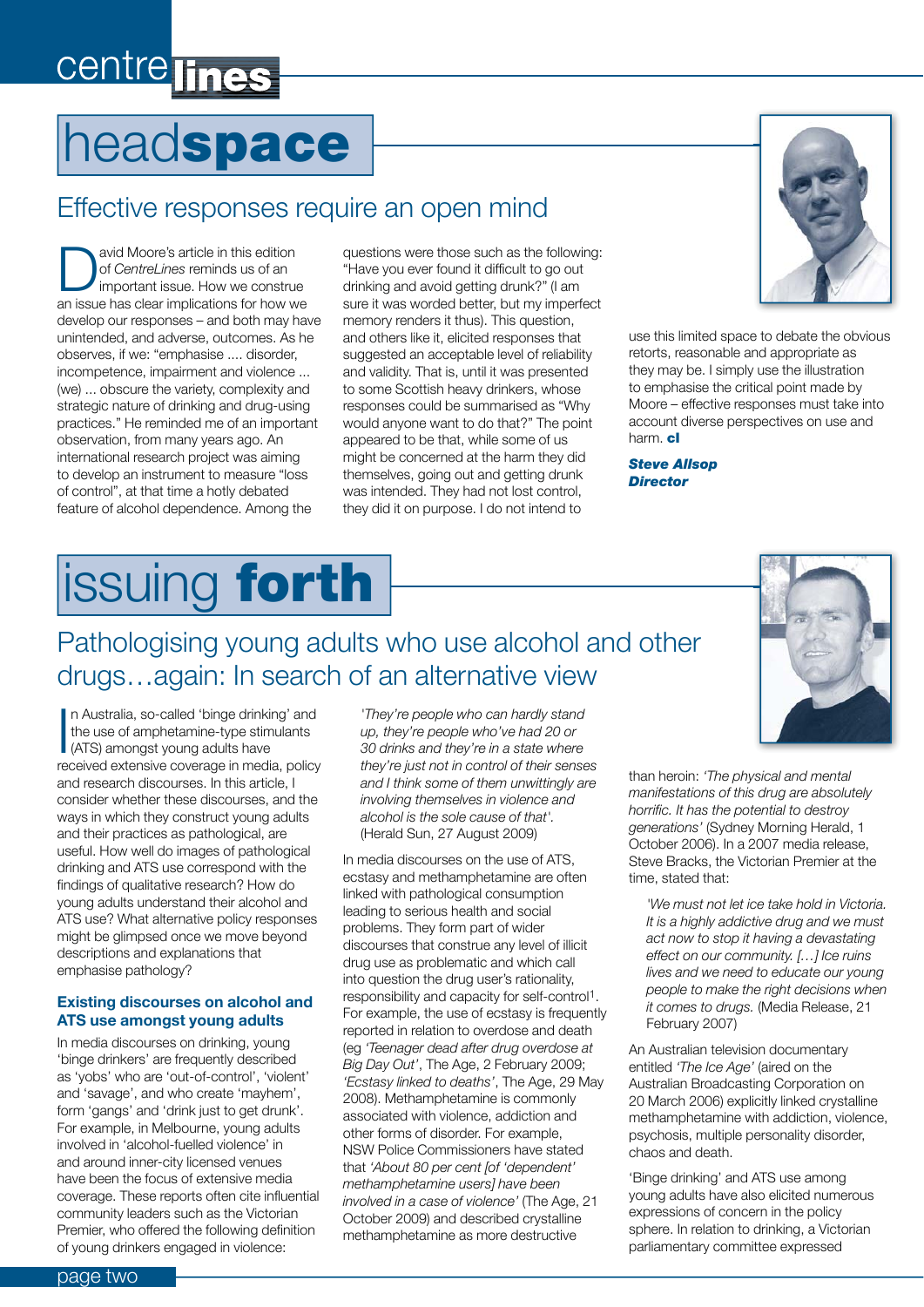# headspace

## Effective responses require an open mind

David Moore's article in this edition of *CentreLines* reminds us of an important issue. How we construe an issue has clear implications for how we develop our responses – and both may have unintended, and adverse, outcomes. As he observes, if we: "emphasise .... disorder, incompetence, impairment and violence ... (we) ... obscure the variety, complexity and strategic nature of drinking and drug-using practices." He reminded me of an important observation, from many years ago. An international research project was aiming to develop an instrument to measure "loss of control", at that time a hotly debated feature of alcohol dependence. Among the questions were those such as the following: "Have you ever found it difficult to go out drinking and avoid getting drunk?" (I am sure it was worded better, but my imperfect memory renders it thus). This question, and others like it, elicited responses that suggested an acceptable level of reliability and validity. That is, until it was presented to some Scottish heavy drinkers, whose responses could be summarised as "Why would anyone want to do that?" The point appeared to be that, while some of us might be concerned at the harm they did themselves, going out and getting drunk was intended. They had not lost control, they did it on purpose. I do not intend to use this limited space to debate the obvious retorts, reasonable and appropriate as they may be. I simply use the illustration to emphasise the critical point made by Moore – effective responses must take into account diverse perspectives on use and harm. **cl**

***Steve Allsop***
***Director***

# issuing forth

## Pathologising young adults who use alcohol and other drugs…again: In search of an alternative view

In Australia, so-called 'binge drinking' and the use of amphetamine-type stimulants (ATS) amongst young adults have received extensive coverage in media, policy and research discourses. In this article, I consider whether these discourses, and the ways in which they construct young adults and their practices as pathological, are useful. How well do images of pathological drinking and ATS use correspond with the findings of qualitative research? How do young adults understand their alcohol and ATS use? What alternative policy responses might be glimpsed once we move beyond descriptions and explanations that emphasise pathology?

### Existing discourses on alcohol and ATS use amongst young adults

In media discourses on drinking, young 'binge drinkers' are frequently described as 'yobs' who are 'out-of-control', 'violent' and 'savage', and who create 'mayhem', form 'gangs' and 'drink just to get drunk'. For example, in Melbourne, young adults involved in 'alcohol-fuelled violence' in and around inner-city licensed venues have been the focus of extensive media coverage. These reports often cite influential community leaders such as the Victorian Premier, who offered the following definition of young drinkers engaged in violence:

> *'They're people who can hardly stand up, they're people who've had 20 or 30 drinks and they're in a state where they're just not in control of their senses and I think some of them unwittingly are involving themselves in violence and alcohol is the sole cause of that'.* (Herald Sun, 27 August 2009)

In media discourses on the use of ATS, ecstasy and methamphetamine are often linked with pathological consumption leading to serious health and social problems. They form part of wider discourses that construe any level of illicit drug use as problematic and which call into question the drug user's rationality, responsibility and capacity for self-control[1]. For example, the use of ecstasy is frequently reported in relation to overdose and death (eg *'Teenager dead after drug overdose at Big Day Out'*, The Age, 2 February 2009; *'Ecstasy linked to deaths'*, The Age, 29 May 2008). Methamphetamine is commonly associated with violence, addiction and other forms of disorder. For example, NSW Police Commissioners have stated that *'About 80 per cent [of 'dependent' methamphetamine users] have been involved in a case of violence'* (The Age, 21 October 2009) and described crystalline methamphetamine as more destructive than heroin: *'The physical and mental manifestations of this drug are absolutely horrific. It has the potential to destroy generations'* (Sydney Morning Herald, 1 October 2006). In a 2007 media release, Steve Bracks, the Victorian Premier at the time, stated that:

> *'We must not let ice take hold in Victoria. It is a highly addictive drug and we must act now to stop it having a devastating effect on our community. […] Ice ruins lives and we need to educate our young people to make the right decisions when it comes to drugs.* (Media Release, 21 February 2007)

An Australian television documentary entitled *'The Ice Age'* (aired on the Australian Broadcasting Corporation on 20 March 2006) explicitly linked crystalline methamphetamine with addiction, violence, psychosis, multiple personality disorder, chaos and death.

'Binge drinking' and ATS use among young adults have also elicited numerous expressions of concern in the policy sphere. In relation to drinking, a Victorian parliamentary committee expressed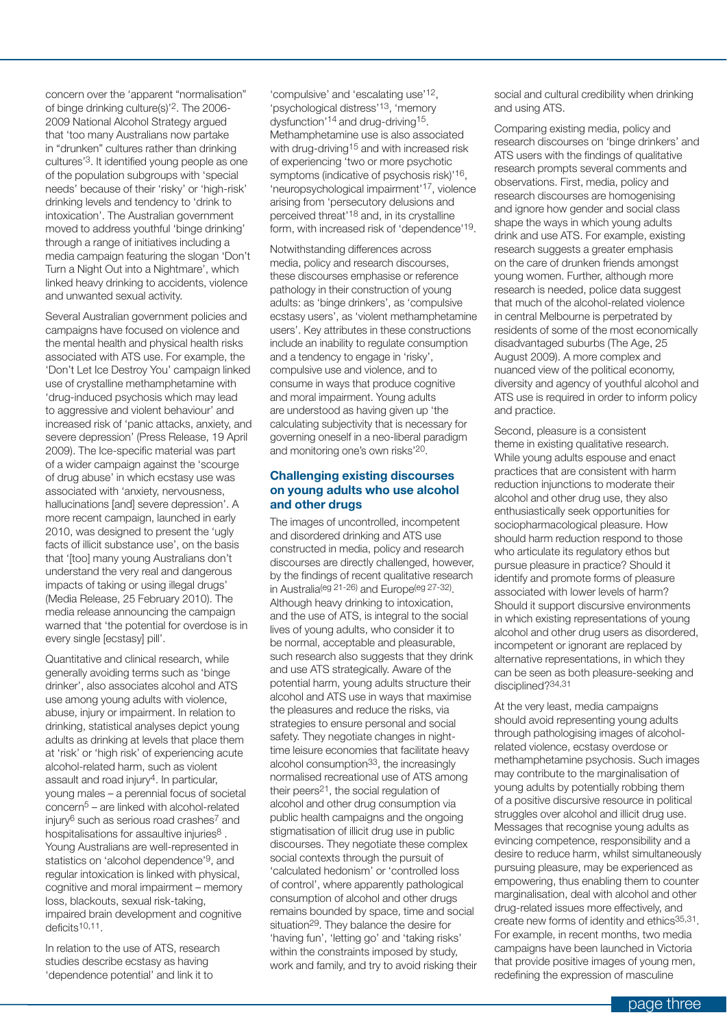concern over the 'apparent "normalisation" of binge drinking culture(s)'[2]. The 2006-2009 National Alcohol Strategy argued that 'too many Australians now partake in "drunken" cultures rather than drinking cultures'[3]. It identified young people as one of the population subgroups with 'special needs' because of their 'risky' or 'high-risk' drinking levels and tendency to 'drink to intoxication'. The Australian government moved to address youthful 'binge drinking' through a range of initiatives including a media campaign featuring the slogan 'Don't Turn a Night Out into a Nightmare', which linked heavy drinking to accidents, violence and unwanted sexual activity.

Several Australian government policies and campaigns have focused on violence and the mental health and physical health risks associated with ATS use. For example, the 'Don't Let Ice Destroy You' campaign linked use of crystalline methamphetamine with 'drug-induced psychosis which may lead to aggressive and violent behaviour' and increased risk of 'panic attacks, anxiety, and severe depression' (Press Release, 19 April 2009). The Ice-specific material was part of a wider campaign against the 'scourge of drug abuse' in which ecstasy use was associated with 'anxiety, nervousness, hallucinations [and] severe depression'. A more recent campaign, launched in early 2010, was designed to present the 'ugly facts of illicit substance use', on the basis that '[too] many young Australians don't understand the very real and dangerous impacts of taking or using illegal drugs' (Media Release, 25 February 2010). The media release announcing the campaign warned that 'the potential for overdose is in every single [ecstasy] pill'.

Quantitative and clinical research, while generally avoiding terms such as 'binge drinker', also associates alcohol and ATS use among young adults with violence, abuse, injury or impairment. In relation to drinking, statistical analyses depict young adults as drinking at levels that place them at 'risk' or 'high risk' of experiencing acute alcohol-related harm, such as violent assault and road injury[4]. In particular, young males – a perennial focus of societal concern[5] – are linked with alcohol-related injury[6] such as serious road crashes[7] and hospitalisations for assaultive injuries[8]. Young Australians are well-represented in statistics on 'alcohol dependence'[9], and regular intoxication is linked with physical, cognitive and moral impairment – memory loss, blackouts, sexual risk-taking, impaired brain development and cognitive deficits[10,11].

In relation to the use of ATS, research studies describe ecstasy as having 'dependence potential' and link it to 'compulsive' and 'escalating use'[12], 'psychological distress'[13], 'memory dysfunction'[14] and drug-driving[15]. Methamphetamine use is also associated with drug-driving[15] and with increased risk of experiencing 'two or more psychotic symptoms (indicative of psychosis risk)'[16], 'neuropsychological impairment'[17], violence arising from 'persecutory delusions and perceived threat'[18] and, in its crystalline form, with increased risk of 'dependence'[19].

Notwithstanding differences across media, policy and research discourses, these discourses emphasise or reference pathology in their construction of young adults: as 'binge drinkers', as 'compulsive ecstasy users', as 'violent methamphetamine users'. Key attributes in these constructions include an inability to regulate consumption and a tendency to engage in 'risky', compulsive use and violence, and to consume in ways that produce cognitive and moral impairment. Young adults are understood as having given up 'the calculating subjectivity that is necessary for governing oneself in a neo-liberal paradigm and monitoring one's own risks'[20].

## Challenging existing discourses on young adults who use alcohol and other drugs

The images of uncontrolled, incompetent and disordered drinking and ATS use constructed in media, policy and research discourses are directly challenged, however, by the findings of recent qualitative research in Australia[eg 21-26] and Europe[eg 27-32]. Although heavy drinking to intoxication, and the use of ATS, is integral to the social lives of young adults, who consider it to be normal, acceptable and pleasurable, such research also suggests that they drink and use ATS strategically. Aware of the potential harm, young adults structure their alcohol and ATS use in ways that maximise the pleasures and reduce the risks, via strategies to ensure personal and social safety. They negotiate changes in night-time leisure economies that facilitate heavy alcohol consumption[33], the increasingly normalised recreational use of ATS among their peers[21], the social regulation of alcohol and other drug consumption via public health campaigns and the ongoing stigmatisation of illicit drug use in public discourses. They negotiate these complex social contexts through the pursuit of 'calculated hedonism' or 'controlled loss of control', where apparently pathological consumption of alcohol and other drugs remains bounded by space, time and social situation[29]. They balance the desire for 'having fun', 'letting go' and 'taking risks' within the constraints imposed by study, work and family, and try to avoid risking their social and cultural credibility when drinking and using ATS.

Comparing existing media, policy and research discourses on 'binge drinkers' and ATS users with the findings of qualitative research prompts several comments and observations. First, media, policy and research discourses are homogenising and ignore how gender and social class shape the ways in which young adults drink and use ATS. For example, existing research suggests a greater emphasis on the care of drunken friends amongst young women. Further, although more research is needed, police data suggest that much of the alcohol-related violence in central Melbourne is perpetrated by residents of some of the most economically disadvantaged suburbs (The Age, 25 August 2009). A more complex and nuanced view of the political economy, diversity and agency of youthful alcohol and ATS use is required in order to inform policy and practice.

Second, pleasure is a consistent theme in existing qualitative research. While young adults espouse and enact practices that are consistent with harm reduction injunctions to moderate their alcohol and other drug use, they also enthusiastically seek opportunities for sociopharmacological pleasure. How should harm reduction respond to those who articulate its regulatory ethos but pursue pleasure in practice? Should it identify and promote forms of pleasure associated with lower levels of harm? Should it support discursive environments in which existing representations of young alcohol and other drug users as disordered, incompetent or ignorant are replaced by alternative representations, in which they can be seen as both pleasure-seeking and disciplined?[34,31]

At the very least, media campaigns should avoid representing young adults through pathologising images of alcohol-related violence, ecstasy overdose or methamphetamine psychosis. Such images may contribute to the marginalisation of young adults by potentially robbing them of a positive discursive resource in political struggles over alcohol and illicit drug use. Messages that recognise young adults as evincing competence, responsibility and a desire to reduce harm, whilst simultaneously pursuing pleasure, may be experienced as empowering, thus enabling them to counter marginalisation, deal with alcohol and other drug-related issues more effectively, and create new forms of identity and ethics[35,31]. For example, in recent months, two media campaigns have been launched in Victoria that provide positive images of young men, redefining the expression of masculine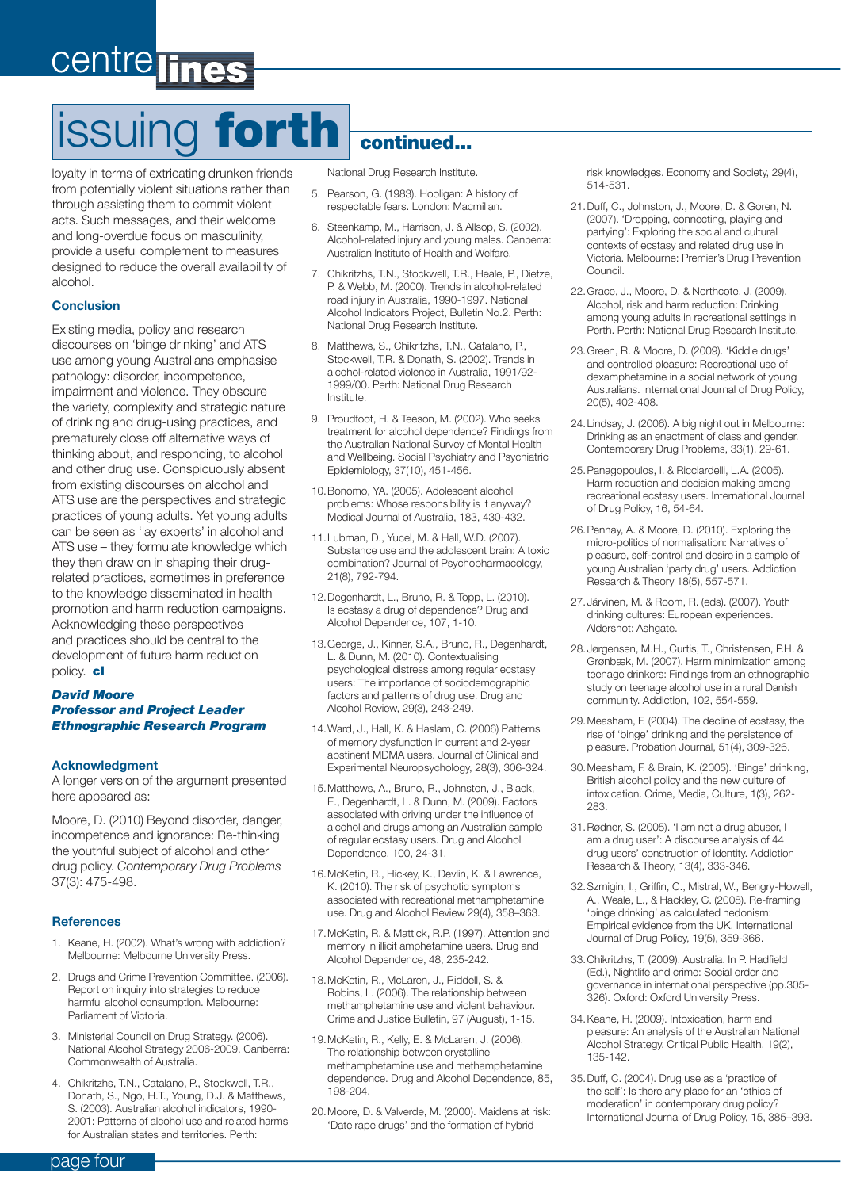# issuing forth continued...

loyalty in terms of extricating drunken friends from potentially violent situations rather than through assisting them to commit violent acts. Such messages, and their welcome and long-overdue focus on masculinity, provide a useful complement to measures designed to reduce the overall availability of alcohol.

### Conclusion

Existing media, policy and research discourses on 'binge drinking' and ATS use among young Australians emphasise pathology: disorder, incompetence, impairment and violence. They obscure the variety, complexity and strategic nature of drinking and drug-using practices, and prematurely close off alternative ways of thinking about, and responding, to alcohol and other drug use. Conspicuously absent from existing discourses on alcohol and ATS use are the perspectives and strategic practices of young adults. Yet young adults can be seen as 'lay experts' in alcohol and ATS use – they formulate knowledge which they then draw on in shaping their drug-related practices, sometimes in preference to the knowledge disseminated in health promotion and harm reduction campaigns. Acknowledging these perspectives and practices should be central to the development of future harm reduction policy. **cl**

***David Moore***
***Professor and Project Leader***
***Ethnographic Research Program***

### Acknowledgment

A longer version of the argument presented here appeared as:

Moore, D. (2010) Beyond disorder, danger, incompetence and ignorance: Re-thinking the youthful subject of alcohol and other drug policy. *Contemporary Drug Problems* 37(3): 475-498.

### References

1. Keane, H. (2002). What's wrong with addiction? Melbourne: Melbourne University Press.
2. Drugs and Crime Prevention Committee. (2006). Report on inquiry into strategies to reduce harmful alcohol consumption. Melbourne: Parliament of Victoria.
3. Ministerial Council on Drug Strategy. (2006). National Alcohol Strategy 2006-2009. Canberra: Commonwealth of Australia.
4. Chikritzhs, T.N., Catalano, P., Stockwell, T.R., Donath, S., Ngo, H.T., Young, D.J. & Matthews, S. (2003). Australian alcohol indicators, 1990-2001: Patterns of alcohol use and related harms for Australian states and territories. Perth: National Drug Research Institute.
5. Pearson, G. (1983). Hooligan: A history of respectable fears. London: Macmillan.
6. Steenkamp, M., Harrison, J. & Allsop, S. (2002). Alcohol-related injury and young males. Canberra: Australian Institute of Health and Welfare.
7. Chikritzhs, T.N., Stockwell, T.R., Heale, P., Dietze, P. & Webb, M. (2000). Trends in alcohol-related road injury in Australia, 1990-1997. National Alcohol Indicators Project, Bulletin No.2. Perth: National Drug Research Institute.
8. Matthews, S., Chikritzhs, T.N., Catalano, P., Stockwell, T.R. & Donath, S. (2002). Trends in alcohol-related violence in Australia, 1991/92-1999/00. Perth: National Drug Research Institute.
9. Proudfoot, H. & Teeson, M. (2002). Who seeks treatment for alcohol dependence? Findings from the Australian National Survey of Mental Health and Wellbeing. Social Psychiatry and Psychiatric Epidemiology, 37(10), 451-456.
10. Bonomo, YA. (2005). Adolescent alcohol problems: Whose responsibility is it anyway? Medical Journal of Australia, 183, 430-432.
11. Lubman, D., Yucel, M. & Hall, W.D. (2007). Substance use and the adolescent brain: A toxic combination? Journal of Psychopharmacology, 21(8), 792-794.
12. Degenhardt, L., Bruno, R. & Topp, L. (2010). Is ecstasy a drug of dependence? Drug and Alcohol Dependence, 107, 1-10.
13. George, J., Kinner, S.A., Bruno, R., Degenhardt, L. & Dunn, M. (2010). Contextualising psychological distress among regular ecstasy users: The importance of sociodemographic factors and patterns of drug use. Drug and Alcohol Review, 29(3), 243-249.
14. Ward, J., Hall, K. & Haslam, C. (2006) Patterns of memory dysfunction in current and 2-year abstinent MDMA users. Journal of Clinical and Experimental Neuropsychology, 28(3), 306-324.
15. Matthews, A., Bruno, R., Johnston, J., Black, E., Degenhardt, L. & Dunn, M. (2009). Factors associated with driving under the influence of alcohol and drugs among an Australian sample of regular ecstasy users. Drug and Alcohol Dependence, 100, 24-31.
16. McKetin, R., Hickey, K., Devlin, K. & Lawrence, K. (2010). The risk of psychotic symptoms associated with recreational methamphetamine use. Drug and Alcohol Review 29(4), 358–363.
17. McKetin, R. & Mattick, R.P. (1997). Attention and memory in illicit amphetamine users. Drug and Alcohol Dependence, 48, 235-242.
18. McKetin, R., McLaren, J., Riddell, S. & Robins, L. (2006). The relationship between methamphetamine use and violent behaviour. Crime and Justice Bulletin, 97 (August), 1-15.
19. McKetin, R., Kelly, E. & McLaren, J. (2006). The relationship between crystalline methamphetamine use and methamphetamine dependence. Drug and Alcohol Dependence, 85, 198-204.
20. Moore, D. & Valverde, M. (2000). Maidens at risk: 'Date rape drugs' and the formation of hybrid risk knowledges. Economy and Society, 29(4), 514-531.
21. Duff, C., Johnston, J., Moore, D. & Goren, N. (2007). 'Dropping, connecting, playing and partying': Exploring the social and cultural contexts of ecstasy and related drug use in Victoria. Melbourne: Premier's Drug Prevention Council.
22. Grace, J., Moore, D. & Northcote, J. (2009). Alcohol, risk and harm reduction: Drinking among young adults in recreational settings in Perth. Perth: National Drug Research Institute.
23. Green, R. & Moore, D. (2009). 'Kiddie drugs' and controlled pleasure: Recreational use of dexamphetamine in a social network of young Australians. International Journal of Drug Policy, 20(5), 402-408.
24. Lindsay, J. (2006). A big night out in Melbourne: Drinking as an enactment of class and gender. Contemporary Drug Problems, 33(1), 29-61.
25. Panagopoulos, I. & Ricciardelli, L.A. (2005). Harm reduction and decision making among recreational ecstasy users. International Journal of Drug Policy, 16, 54-64.
26. Pennay, A. & Moore, D. (2010). Exploring the micro-politics of normalisation: Narratives of pleasure, self-control and desire in a sample of young Australian 'party drug' users. Addiction Research & Theory 18(5), 557-571.
27. Järvinen, M. & Room, R. (eds). (2007). Youth drinking cultures: European experiences. Aldershot: Ashgate.
28. Jørgensen, M.H., Curtis, T., Christensen, P.H. & Grønbæk, M. (2007). Harm minimization among teenage drinkers: Findings from an ethnographic study on teenage alcohol use in a rural Danish community. Addiction, 102, 554-559.
29. Measham, F. (2004). The decline of ecstasy, the rise of 'binge' drinking and the persistence of pleasure. Probation Journal, 51(4), 309-326.
30. Measham, F. & Brain, K. (2005). 'Binge' drinking, British alcohol policy and the new culture of intoxication. Crime, Media, Culture, 1(3), 262-283.
31. Rødner, S. (2005). 'I am not a drug abuser, I am a drug user': A discourse analysis of 44 drug users' construction of identity. Addiction Research & Theory, 13(4), 333-346.
32. Szmigin, I., Griffin, C., Mistral, W., Bengry-Howell, A., Weale, L., & Hackley, C. (2008). Re-framing 'binge drinking' as calculated hedonism: Empirical evidence from the UK. International Journal of Drug Policy, 19(5), 359-366.
33. Chikritzhs, T. (2009). Australia. In P. Hadfield (Ed.), Nightlife and crime: Social order and governance in international perspective (pp.305-326). Oxford: Oxford University Press.
34. Keane, H. (2009). Intoxication, harm and pleasure: An analysis of the Australian National Alcohol Strategy. Critical Public Health, 19(2), 135-142.
35. Duff, C. (2004). Drug use as a 'practice of the self': Is there any place for an 'ethics of moderation' in contemporary drug policy? International Journal of Drug Policy, 15, 385–393.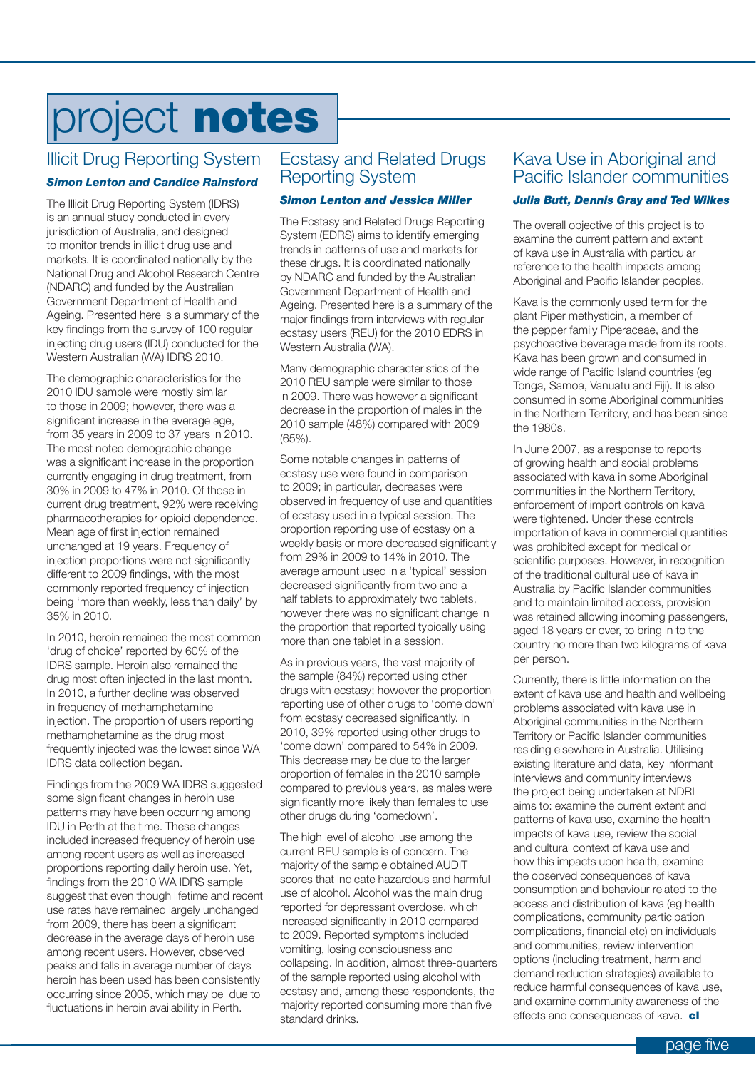# project notes

## Illicit Drug Reporting System

***Simon Lenton and Candice Rainsford***

The Illicit Drug Reporting System (IDRS) is an annual study conducted in every jurisdiction of Australia, and designed to monitor trends in illicit drug use and markets. It is coordinated nationally by the National Drug and Alcohol Research Centre (NDARC) and funded by the Australian Government Department of Health and Ageing. Presented here is a summary of the key findings from the survey of 100 regular injecting drug users (IDU) conducted for the Western Australian (WA) IDRS 2010.

The demographic characteristics for the 2010 IDU sample were mostly similar to those in 2009; however, there was a significant increase in the average age, from 35 years in 2009 to 37 years in 2010. The most noted demographic change was a significant increase in the proportion currently engaging in drug treatment, from 30% in 2009 to 47% in 2010. Of those in current drug treatment, 92% were receiving pharmacotherapies for opioid dependence. Mean age of first injection remained unchanged at 19 years. Frequency of injection proportions were not significantly different to 2009 findings, with the most commonly reported frequency of injection being 'more than weekly, less than daily' by 35% in 2010.

In 2010, heroin remained the most common 'drug of choice' reported by 60% of the IDRS sample. Heroin also remained the drug most often injected in the last month. In 2010, a further decline was observed in frequency of methamphetamine injection. The proportion of users reporting methamphetamine as the drug most frequently injected was the lowest since WA IDRS data collection began.

Findings from the 2009 WA IDRS suggested some significant changes in heroin use patterns may have been occurring among IDU in Perth at the time. These changes included increased frequency of heroin use among recent users as well as increased proportions reporting daily heroin use. Yet, findings from the 2010 WA IDRS sample suggest that even though lifetime and recent use rates have remained largely unchanged from 2009, there has been a significant decrease in the average days of heroin use among recent users. However, observed peaks and falls in average number of days heroin has been used has been consistently occurring since 2005, which may be due to fluctuations in heroin availability in Perth.

## Ecstasy and Related Drugs Reporting System

***Simon Lenton and Jessica Miller***

The Ecstasy and Related Drugs Reporting System (EDRS) aims to identify emerging trends in patterns of use and markets for these drugs. It is coordinated nationally by NDARC and funded by the Australian Government Department of Health and Ageing. Presented here is a summary of the major findings from interviews with regular ecstasy users (REU) for the 2010 EDRS in Western Australia (WA).

Many demographic characteristics of the 2010 REU sample were similar to those in 2009. There was however a significant decrease in the proportion of males in the 2010 sample (48%) compared with 2009 (65%).

Some notable changes in patterns of ecstasy use were found in comparison to 2009; in particular, decreases were observed in frequency of use and quantities of ecstasy used in a typical session. The proportion reporting use of ecstasy on a weekly basis or more decreased significantly from 29% in 2009 to 14% in 2010. The average amount used in a 'typical' session decreased significantly from two and a half tablets to approximately two tablets, however there was no significant change in the proportion that reported typically using more than one tablet in a session.

As in previous years, the vast majority of the sample (84%) reported using other drugs with ecstasy; however the proportion reporting use of other drugs to 'come down' from ecstasy decreased significantly. In 2010, 39% reported using other drugs to 'come down' compared to 54% in 2009. This decrease may be due to the larger proportion of females in the 2010 sample compared to previous years, as males were significantly more likely than females to use other drugs during 'comedown'.

The high level of alcohol use among the current REU sample is of concern. The majority of the sample obtained AUDIT scores that indicate hazardous and harmful use of alcohol. Alcohol was the main drug reported for depressant overdose, which increased significantly in 2010 compared to 2009. Reported symptoms included vomiting, losing consciousness and collapsing. In addition, almost three-quarters of the sample reported using alcohol with ecstasy and, among these respondents, the majority reported consuming more than five standard drinks.

## Kava Use in Aboriginal and Pacific Islander communities

***Julia Butt, Dennis Gray and Ted Wilkes***

The overall objective of this project is to examine the current pattern and extent of kava use in Australia with particular reference to the health impacts among Aboriginal and Pacific Islander peoples.

Kava is the commonly used term for the plant Piper methysticin, a member of the pepper family Piperaceae, and the psychoactive beverage made from its roots. Kava has been grown and consumed in wide range of Pacific Island countries (eg Tonga, Samoa, Vanuatu and Fiji). It is also consumed in some Aboriginal communities in the Northern Territory, and has been since the 1980s.

In June 2007, as a response to reports of growing health and social problems associated with kava in some Aboriginal communities in the Northern Territory, enforcement of import controls on kava were tightened. Under these controls importation of kava in commercial quantities was prohibited except for medical or scientific purposes. However, in recognition of the traditional cultural use of kava in Australia by Pacific Islander communities and to maintain limited access, provision was retained allowing incoming passengers, aged 18 years or over, to bring in to the country no more than two kilograms of kava per person.

Currently, there is little information on the extent of kava use and health and wellbeing problems associated with kava use in Aboriginal communities in the Northern Territory or Pacific Islander communities residing elsewhere in Australia. Utilising existing literature and data, key informant interviews and community interviews the project being undertaken at NDRI aims to: examine the current extent and patterns of kava use, examine the health impacts of kava use, review the social and cultural context of kava use and how this impacts upon health, examine the observed consequences of kava consumption and behaviour related to the access and distribution of kava (eg health complications, community participation complications, financial etc) on individuals and communities, review intervention options (including treatment, harm and demand reduction strategies) available to reduce harmful consequences of kava use, and examine community awareness of the effects and consequences of kava. **cl**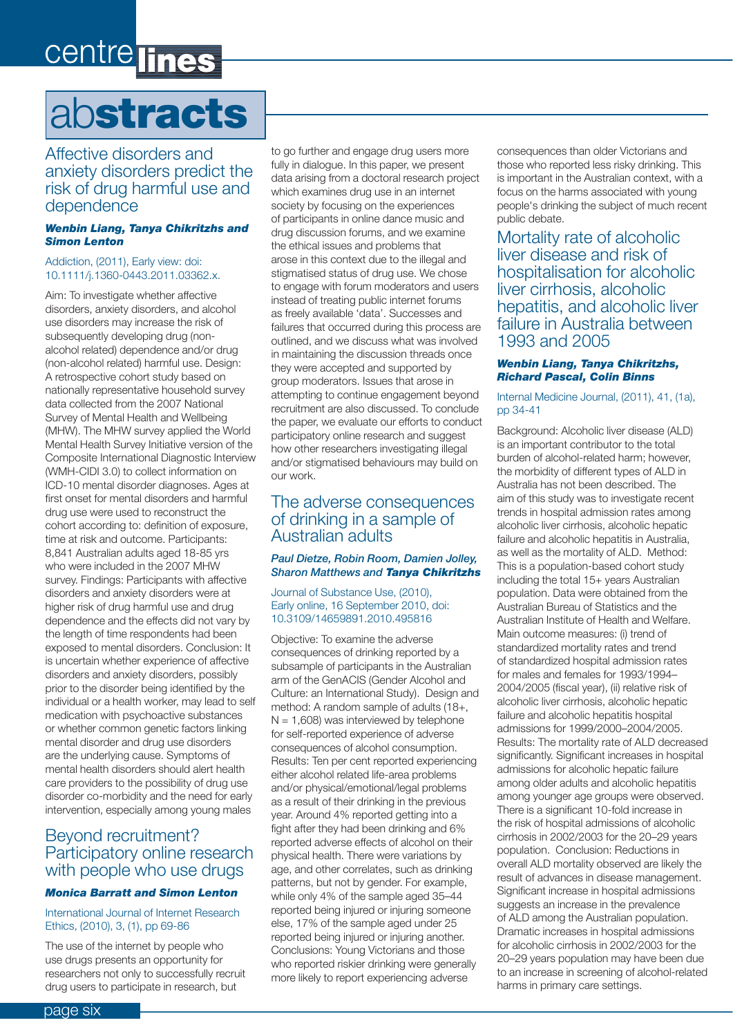# abstracts

## Affective disorders and anxiety disorders predict the risk of drug harmful use and dependence

***Wenbin Liang, Tanya Chikritzhs and Simon Lenton***

Addiction, (2011), Early view: doi: 10.1111/j.1360-0443.2011.03362.x.

Aim: To investigate whether affective disorders, anxiety disorders, and alcohol use disorders may increase the risk of subsequently developing drug (non-alcohol related) dependence and/or drug (non-alcohol related) harmful use. Design: A retrospective cohort study based on nationally representative household survey data collected from the 2007 National Survey of Mental Health and Wellbeing (MHW). The MHW survey applied the World Mental Health Survey Initiative version of the Composite International Diagnostic Interview (WMH-CIDI 3.0) to collect information on ICD-10 mental disorder diagnoses. Ages at first onset for mental disorders and harmful drug use were used to reconstruct the cohort according to: definition of exposure, time at risk and outcome. Participants: 8,841 Australian adults aged 18-85 yrs who were included in the 2007 MHW survey. Findings: Participants with affective disorders and anxiety disorders were at higher risk of drug harmful use and drug dependence and the effects did not vary by the length of time respondents had been exposed to mental disorders. Conclusion: It is uncertain whether experience of affective disorders and anxiety disorders, possibly prior to the disorder being identified by the individual or a health worker, may lead to self medication with psychoactive substances or whether common genetic factors linking mental disorder and drug use disorders are the underlying cause. Symptoms of mental health disorders should alert health care providers to the possibility of drug use disorder co-morbidity and the need for early intervention, especially among young males

## Beyond recruitment? Participatory online research with people who use drugs

***Monica Barratt and Simon Lenton***

International Journal of Internet Research Ethics, (2010), 3, (1), pp 69-86

The use of the internet by people who use drugs presents an opportunity for researchers not only to successfully recruit drug users to participate in research, but to go further and engage drug users more fully in dialogue. In this paper, we present data arising from a doctoral research project which examines drug use in an internet society by focusing on the experiences of participants in online dance music and drug discussion forums, and we examine the ethical issues and problems that arose in this context due to the illegal and stigmatised status of drug use. We chose to engage with forum moderators and users instead of treating public internet forums as freely available 'data'. Successes and failures that occurred during this process are outlined, and we discuss what was involved in maintaining the discussion threads once they were accepted and supported by group moderators. Issues that arose in attempting to continue engagement beyond recruitment are also discussed. To conclude the paper, we evaluate our efforts to conduct participatory online research and suggest how other researchers investigating illegal and/or stigmatised behaviours may build on our work.

## The adverse consequences of drinking in a sample of Australian adults

*Paul Dietze, Robin Room, Damien Jolley, Sharon Matthews and* ***Tanya Chikritzhs***

Journal of Substance Use, (2010), Early online, 16 September 2010, doi: 10.3109/14659891.2010.495816

Objective: To examine the adverse consequences of drinking reported by a subsample of participants in the Australian arm of the GenACIS (Gender Alcohol and Culture: an International Study). Design and method: A random sample of adults (18+, N = 1,608) was interviewed by telephone for self-reported experience of adverse consequences of alcohol consumption. Results: Ten per cent reported experiencing either alcohol related life-area problems and/or physical/emotional/legal problems as a result of their drinking in the previous year. Around 4% reported getting into a fight after they had been drinking and 6% reported adverse effects of alcohol on their physical health. There were variations by age, and other correlates, such as drinking patterns, but not by gender. For example, while only 4% of the sample aged 35–44 reported being injured or injuring someone else, 17% of the sample aged under 25 reported being injured or injuring another. Conclusions: Young Victorians and those who reported riskier drinking were generally more likely to report experiencing adverse consequences than older Victorians and those who reported less risky drinking. This is important in the Australian context, with a focus on the harms associated with young people's drinking the subject of much recent public debate.

## Mortality rate of alcoholic liver disease and risk of hospitalisation for alcoholic liver cirrhosis, alcoholic hepatitis, and alcoholic liver failure in Australia between 1993 and 2005

***Wenbin Liang, Tanya Chikritzhs, Richard Pascal, Colin Binns***

Internal Medicine Journal, (2011), 41, (1a), pp 34-41

Background: Alcoholic liver disease (ALD) is an important contributor to the total burden of alcohol-related harm; however, the morbidity of different types of ALD in Australia has not been described. The aim of this study was to investigate recent trends in hospital admission rates among alcoholic liver cirrhosis, alcoholic hepatic failure and alcoholic hepatitis in Australia, as well as the mortality of ALD. Method: This is a population-based cohort study including the total 15+ years Australian population. Data were obtained from the Australian Bureau of Statistics and the Australian Institute of Health and Welfare. Main outcome measures: (i) trend of standardized mortality rates and trend of standardized hospital admission rates for males and females for 1993/1994–2004/2005 (fiscal year), (ii) relative risk of alcoholic liver cirrhosis, alcoholic hepatic failure and alcoholic hepatitis hospital admissions for 1999/2000–2004/2005. Results: The mortality rate of ALD decreased significantly. Significant increases in hospital admissions for alcoholic hepatic failure among older adults and alcoholic hepatitis among younger age groups were observed. There is a significant 10-fold increase in the risk of hospital admissions of alcoholic cirrhosis in 2002/2003 for the 20–29 years population. Conclusion: Reductions in overall ALD mortality observed are likely the result of advances in disease management. Significant increase in hospital admissions suggests an increase in the prevalence of ALD among the Australian population. Dramatic increases in hospital admissions for alcoholic cirrhosis in 2002/2003 for the 20–29 years population may have been due to an increase in screening of alcohol-related harms in primary care settings.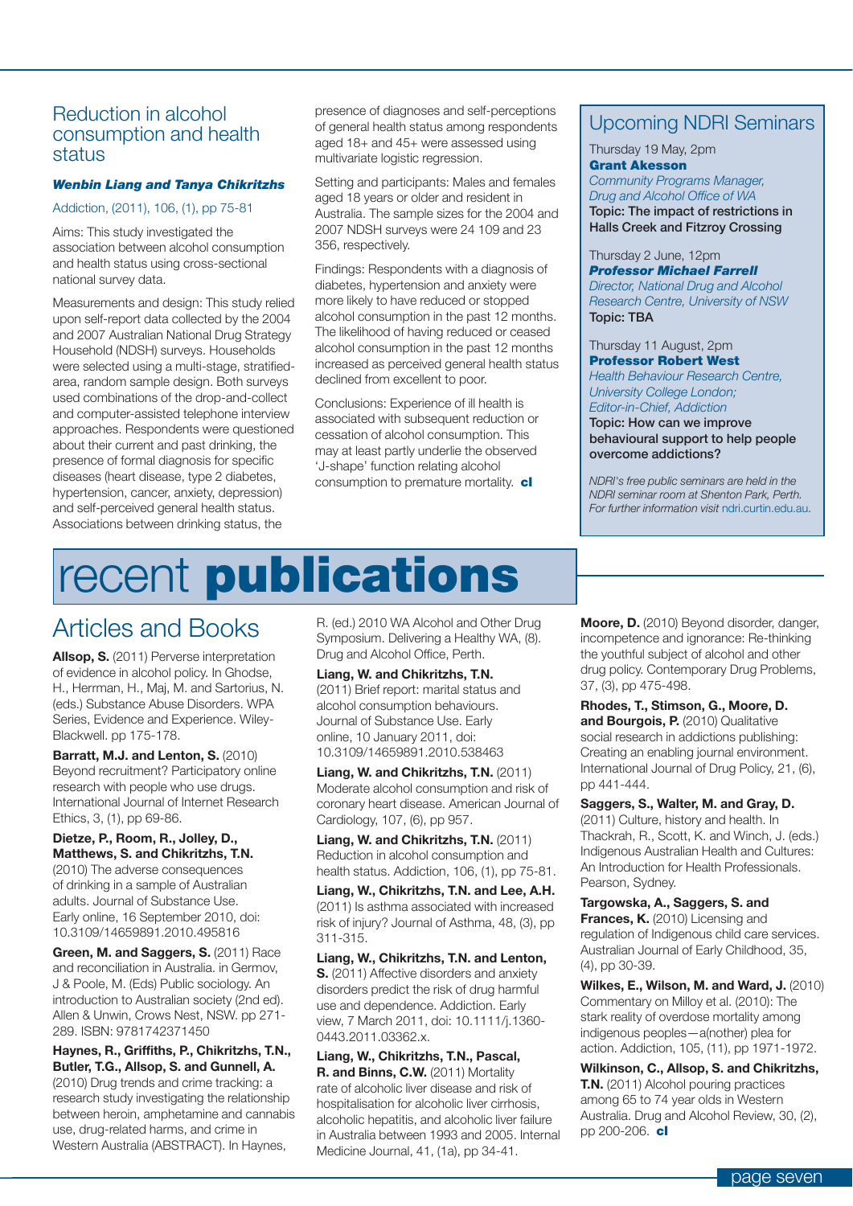## Reduction in alcohol consumption and health status

***Wenbin Liang and Tanya Chikritzhs***

Addiction, (2011), 106, (1), pp 75-81

Aims: This study investigated the association between alcohol consumption and health status using cross-sectional national survey data.

Measurements and design: This study relied upon self-report data collected by the 2004 and 2007 Australian National Drug Strategy Household (NDSH) surveys. Households were selected using a multi-stage, stratified-area, random sample design. Both surveys used combinations of the drop-and-collect and computer-assisted telephone interview approaches. Respondents were questioned about their current and past drinking, the presence of formal diagnosis for specific diseases (heart disease, type 2 diabetes, hypertension, cancer, anxiety, depression) and self-perceived general health status. Associations between drinking status, the presence of diagnoses and self-perceptions of general health status among respondents aged 18+ and 45+ were assessed using multivariate logistic regression.

Setting and participants: Males and females aged 18 years or older and resident in Australia. The sample sizes for the 2004 and 2007 NDSH surveys were 24 109 and 23 356, respectively.

Findings: Respondents with a diagnosis of diabetes, hypertension and anxiety were more likely to have reduced or stopped alcohol consumption in the past 12 months. The likelihood of having reduced or ceased alcohol consumption in the past 12 months increased as perceived general health status declined from excellent to poor.

Conclusions: Experience of ill health is associated with subsequent reduction or cessation of alcohol consumption. This may at least partly underlie the observed 'J-shape' function relating alcohol consumption to premature mortality. **cl**

## Upcoming NDRI Seminars

Thursday 19 May, 2pm
**Grant Akesson**
*Community Programs Manager, Drug and Alcohol Office of WA*
**Topic: The impact of restrictions in Halls Creek and Fitzroy Crossing**

Thursday 2 June, 12pm
***Professor Michael Farrell***
*Director, National Drug and Alcohol Research Centre, University of NSW*
**Topic: TBA**

Thursday 11 August, 2pm
**Professor Robert West**
*Health Behaviour Research Centre, University College London; Editor-in-Chief, Addiction*
**Topic: How can we improve behavioural support to help people overcome addictions?**

*NDRI's free public seminars are held in the NDRI seminar room at Shenton Park, Perth. For further information visit ndri.curtin.edu.au.*

# recent **publications**

## Articles and Books

**Allsop, S.** (2011) Perverse interpretation of evidence in alcohol policy. In Ghodse, H., Herrman, H., Maj, M. and Sartorius, N. (eds.) Substance Abuse Disorders. WPA Series, Evidence and Experience. Wiley-Blackwell. pp 175-178.

**Barratt, M.J. and Lenton, S.** (2010) Beyond recruitment? Participatory online research with people who use drugs. International Journal of Internet Research Ethics, 3, (1), pp 69-86.

**Dietze, P., Room, R., Jolley, D., Matthews, S. and Chikritzhs, T.N.** (2010) The adverse consequences of drinking in a sample of Australian adults. Journal of Substance Use. Early online, 16 September 2010, doi: 10.3109/14659891.2010.495816

**Green, M. and Saggers, S.** (2011) Race and reconciliation in Australia. in Germov, J & Poole, M. (Eds) Public sociology. An introduction to Australian society (2nd ed). Allen & Unwin, Crows Nest, NSW. pp 271-289. ISBN: 9781742371450

**Haynes, R., Griffiths, P., Chikritzhs, T.N., Butler, T.G., Allsop, S. and Gunnell, A.** (2010) Drug trends and crime tracking: a research study investigating the relationship between heroin, amphetamine and cannabis use, drug-related harms, and crime in Western Australia (ABSTRACT). In Haynes, R. (ed.) 2010 WA Alcohol and Other Drug Symposium. Delivering a Healthy WA, (8). Drug and Alcohol Office, Perth.

**Liang, W. and Chikritzhs, T.N.** (2011) Brief report: marital status and alcohol consumption behaviours. Journal of Substance Use. Early online, 10 January 2011, doi: 10.3109/14659891.2010.538463

**Liang, W. and Chikritzhs, T.N.** (2011) Moderate alcohol consumption and risk of coronary heart disease. American Journal of Cardiology, 107, (6), pp 957.

**Liang, W. and Chikritzhs, T.N.** (2011) Reduction in alcohol consumption and health status. Addiction, 106, (1), pp 75-81.

**Liang, W., Chikritzhs, T.N. and Lee, A.H.** (2011) Is asthma associated with increased risk of injury? Journal of Asthma, 48, (3), pp 311-315.

**Liang, W., Chikritzhs, T.N. and Lenton, S.** (2011) Affective disorders and anxiety disorders predict the risk of drug harmful use and dependence. Addiction. Early view, 7 March 2011, doi: 10.1111/j.1360-0443.2011.03362.x.

**Liang, W., Chikritzhs, T.N., Pascal, R. and Binns, C.W.** (2011) Mortality rate of alcoholic liver disease and risk of hospitalisation for alcoholic liver cirrhosis, alcoholic hepatitis, and alcoholic liver failure in Australia between 1993 and 2005. Internal Medicine Journal, 41, (1a), pp 34-41.

**Moore, D.** (2010) Beyond disorder, danger, incompetence and ignorance: Re-thinking the youthful subject of alcohol and other drug policy. Contemporary Drug Problems, 37, (3), pp 475-498.

**Rhodes, T., Stimson, G., Moore, D. and Bourgois, P.** (2010) Qualitative social research in addictions publishing: Creating an enabling journal environment. International Journal of Drug Policy, 21, (6), pp 441-444.

**Saggers, S., Walter, M. and Gray, D.** (2011) Culture, history and health. In Thackrah, R., Scott, K. and Winch, J. (eds.) Indigenous Australian Health and Cultures: An Introduction for Health Professionals. Pearson, Sydney.

**Targowska, A., Saggers, S. and Frances, K.** (2010) Licensing and regulation of Indigenous child care services. Australian Journal of Early Childhood, 35, (4), pp 30-39.

**Wilkes, E., Wilson, M. and Ward, J.** (2010) Commentary on Milloy et al. (2010): The stark reality of overdose mortality among indigenous peoples—a(nother) plea for action. Addiction, 105, (11), pp 1971-1972.

**Wilkinson, C., Allsop, S. and Chikritzhs, T.N.** (2011) Alcohol pouring practices among 65 to 74 year olds in Western Australia. Drug and Alcohol Review, 30, (2), pp 200-206. **cl**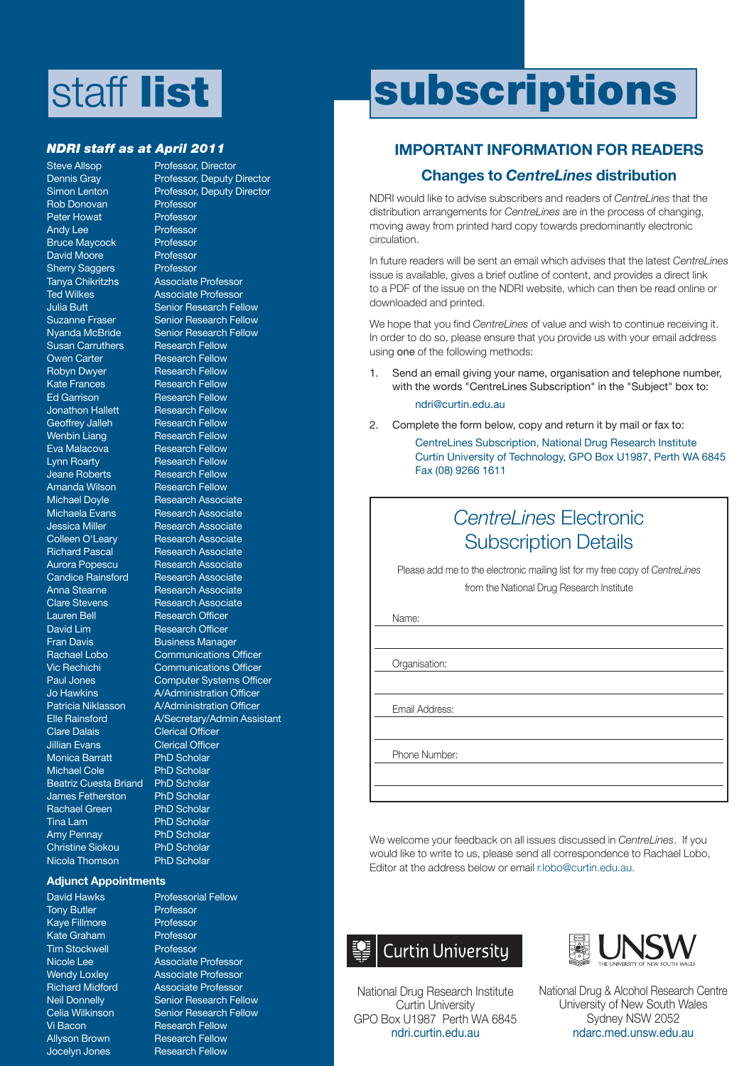# staff **list**

***NDRI staff as at April 2011***

| | |
|---|---|
| Steve Allsop | Professor, Director |
| Dennis Gray | Professor, Deputy Director |
| Simon Lenton | Professor, Deputy Director |
| Rob Donovan | Professor |
| Peter Howat | Professor |
| Andy Lee | Professor |
| Bruce Maycock | Professor |
| David Moore | Professor |
| Sherry Saggers | Professor |
| Tanya Chikritzhs | Associate Professor |
| Ted Wilkes | Associate Professor |
| Julia Butt | Senior Research Fellow |
| Suzanne Fraser | Senior Research Fellow |
| Nyanda McBride | Senior Research Fellow |
| Susan Carruthers | Research Fellow |
| Owen Carter | Research Fellow |
| Robyn Dwyer | Research Fellow |
| Kate Frances | Research Fellow |
| Ed Garrison | Research Fellow |
| Jonathon Hallett | Research Fellow |
| Geoffrey Jalleh | Research Fellow |
| Wenbin Liang | Research Fellow |
| Eva Malacova | Research Fellow |
| Lynn Roarty | Research Fellow |
| Jeane Roberts | Research Fellow |
| Amanda Wilson | Research Fellow |
| Michael Doyle | Research Associate |
| Michaela Evans | Research Associate |
| Jessica Miller | Research Associate |
| Colleen O'Leary | Research Associate |
| Richard Pascal | Research Associate |
| Aurora Popescu | Research Associate |
| Candice Rainsford | Research Associate |
| Anna Stearne | Research Associate |
| Clare Stevens | Research Associate |
| Lauren Bell | Research Officer |
| David Lim | Research Officer |
| Fran Davis | Business Manager |
| Rachael Lobo | Communications Officer |
| Vic Rechichi | Communications Officer |
| Paul Jones | Computer Systems Officer |
| Jo Hawkins | A/Administration Officer |
| Patricia Niklasson | A/Administration Officer |
| Elle Rainsford | A/Secretary/Admin Assistant |
| Clare Dalais | Clerical Officer |
| Jillian Evans | Clerical Officer |
| Monica Barratt | PhD Scholar |
| Michael Cole | PhD Scholar |
| Beatriz Cuesta Briand | PhD Scholar |
| James Fetherston | PhD Scholar |
| Rachael Green | PhD Scholar |
| Tina Lam | PhD Scholar |
| Amy Pennay | PhD Scholar |
| Christine Siokou | PhD Scholar |
| Nicola Thomson | PhD Scholar |

### Adjunct Appointments

| | |
|---|---|
| David Hawks | Professorial Fellow |
| Tony Butler | Professor |
| Kaye Fillmore | Professor |
| Kate Graham | Professor |
| Tim Stockwell | Professor |
| Nicole Lee | Associate Professor |
| Wendy Loxley | Associate Professor |
| Richard Midford | Associate Professor |
| Neil Donnelly | Senior Research Fellow |
| Celia Wilkinson | Senior Research Fellow |
| Vi Bacon | Research Fellow |
| Allyson Brown | Research Fellow |
| Jocelyn Jones | Research Fellow |

# subscriptions

## IMPORTANT INFORMATION FOR READERS

### Changes to *CentreLines* distribution

NDRI would like to advise subscribers and readers of *CentreLines* that the distribution arrangements for *CentreLines* are in the process of changing, moving away from printed hard copy towards predominantly electronic circulation.

In future readers will be sent an email which advises that the latest *CentreLines* issue is available, gives a brief outline of content, and provides a direct link to a PDF of the issue on the NDRI website, which can then be read online or downloaded and printed.

We hope that you find *CentreLines* of value and wish to continue receiving it. In order to do so, please ensure that you provide us with your email address using one of the following methods:

1. Send an email giving your name, organisation and telephone number, with the words "CentreLines Subscription" in the "Subject" box to:

   ndri@curtin.edu.au

2. Complete the form below, copy and return it by mail or fax to:

   CentreLines Subscription, National Drug Research Institute
   Curtin University of Technology, GPO Box U1987, Perth WA 6845
   Fax (08) 9266 1611

## *CentreLines* Electronic Subscription Details

Please add me to the electronic mailing list for my free copy of *CentreLines* from the National Drug Research Institute

Name:

Organisation:

Email Address:

Phone Number:

We welcome your feedback on all issues discussed in *CentreLines*. If you would like to write to us, please send all correspondence to Rachael Lobo, Editor at the address below or email r.lobo@curtin.edu.au.

Curtin University

National Drug Research Institute
Curtin University
GPO Box U1987 Perth WA 6845
ndri.curtin.edu.au

UNSW THE UNIVERSITY OF NEW SOUTH WALES

National Drug & Alcohol Research Centre
University of New South Wales
Sydney NSW 2052
ndarc.med.unsw.edu.au